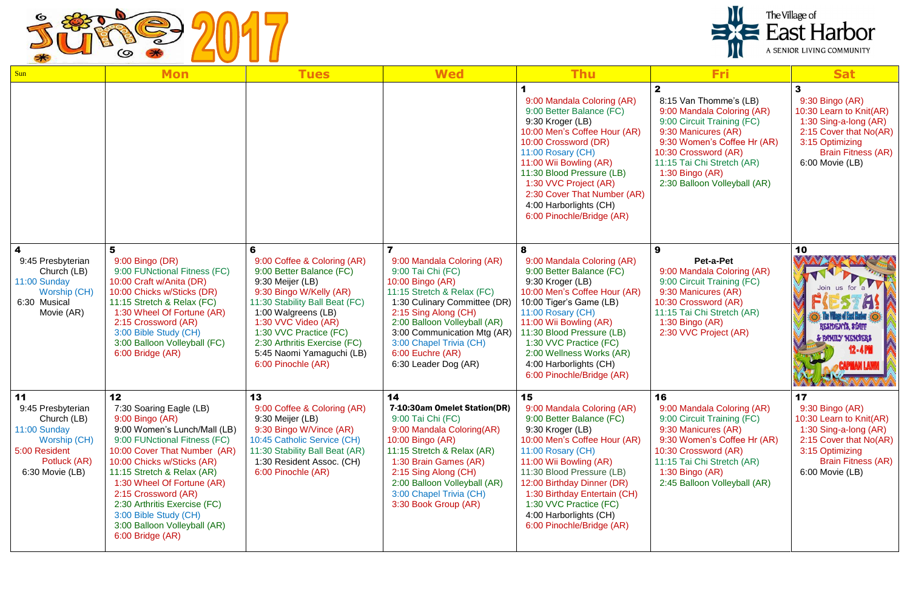# June 2017

The Village of East Harbor
A SENIOR LIVING COMMUNITY

| Sun | Mon | Tues | Wed | Thu | Fri | Sat |
|---|---|---|---|---|---|---|
| | | | | **1**<br>9:00 Mandala Coloring (AR)<br>9:00 Better Balance (FC)<br>9:30 Kroger (LB)<br>10:00 Men's Coffee Hour (AR)<br>10:00 Crossword (DR)<br>11:00 Rosary (CH)<br>11:00 Wii Bowling (AR)<br>11:30 Blood Pressure (LB)<br>1:30 VVC Project (AR)<br>2:30 Cover That Number (AR)<br>4:00 Harborlights (CH)<br>6:00 Pinochle/Bridge (AR) | **2**<br>8:15 Van Thomme's (LB)<br>9:00 Mandala Coloring (AR)<br>9:00 Circuit Training (FC)<br>9:30 Manicures (AR)<br>9:30 Women's Coffee Hr (AR)<br>10:30 Crossword (AR)<br>11:15 Tai Chi Stretch (AR)<br>1:30 Bingo (AR)<br>2:30 Balloon Volleyball (AR) | **3**<br>9:30 Bingo (AR)<br>10:30 Learn to Knit(AR)<br>1:30 Sing-a-long (AR)<br>2:15 Cover that No(AR)<br>3:15 Optimizing Brain Fitness (AR)<br>6:00 Movie (LB) |
| **4**<br>9:45 Presbyterian Church (LB)<br>11:00 Sunday Worship (CH)<br>6:30 Musical Movie (AR) | **5**<br>9:00 Bingo (DR)<br>9:00 FUNctional Fitness (FC)<br>10:00 Craft w/Anita (DR)<br>10:00 Chicks w/Sticks (DR)<br>11:15 Stretch & Relax (FC)<br>1:30 Wheel Of Fortune (AR)<br>2:15 Crossword (AR)<br>3:00 Bible Study (CH)<br>3:00 Balloon Volleyball (FC)<br>6:00 Bridge (AR) | **6**<br>9:00 Coffee & Coloring (AR)<br>9:00 Better Balance (FC)<br>9:30 Meijer (LB)<br>9:30 Bingo W/Kelly (AR)<br>11:30 Stability Ball Beat (FC)<br>1:00 Walgreens (LB)<br>1:30 VVC Video (AR)<br>1:30 VVC Practice (FC)<br>2:30 Arthritis Exercise (FC)<br>5:45 Naomi Yamaguchi (LB)<br>6:00 Pinochle (AR) | **7**<br>9:00 Mandala Coloring (AR)<br>9:00 Tai Chi (FC)<br>10:00 Bingo (AR)<br>11:15 Stretch & Relax (FC)<br>1:30 Culinary Committee (DR)<br>2:15 Sing Along (CH)<br>2:00 Balloon Volleyball (AR)<br>3:00 Communication Mtg (AR)<br>3:00 Chapel Trivia (CH)<br>6:00 Euchre (AR)<br>6:30 Leader Dog (AR) | **8**<br>9:00 Mandala Coloring (AR)<br>9:00 Better Balance (FC)<br>9:30 Kroger (LB)<br>10:00 Men's Coffee Hour (AR)<br>10:00 Tiger's Game (LB)<br>11:00 Rosary (CH)<br>11:00 Wii Bowling (AR)<br>11:30 Blood Pressure (LB)<br>1:30 VVC Practice (FC)<br>2:00 Wellness Works (AR)<br>4:00 Harborlights (CH)<br>6:00 Pinochle/Bridge (AR) | **9**<br>**Pet-a-Pet**<br>9:00 Mandala Coloring (AR)<br>9:00 Circuit Training (FC)<br>9:30 Manicures (AR)<br>10:30 Crossword (AR)<br>11:15 Tai Chi Stretch (AR)<br>1:30 Bingo (AR)<br>2:30 VVC Project (AR) | **10**<br>Join us for a FIESTA! The Village of East Harbor Residents, Staff & Family Members 12-4PM Capman Lawn |
| **11**<br>9:45 Presbyterian Church (LB)<br>11:00 Sunday Worship (CH)<br>5:00 Resident Potluck (AR)<br>6:30 Movie (LB) | **12**<br>7:30 Soaring Eagle (LB)<br>9:00 Bingo (AR)<br>9:00 Women's Lunch/Mall (LB)<br>9:00 FUNctional Fitness (FC)<br>10:00 Cover That Number (AR)<br>10:00 Chicks w/Sticks (AR)<br>11:15 Stretch & Relax (AR)<br>1:30 Wheel Of Fortune (AR)<br>2:15 Crossword (AR)<br>2:30 Arthritis Exercise (FC)<br>3:00 Bible Study (CH)<br>3:00 Balloon Volleyball (AR)<br>6:00 Bridge (AR) | **13**<br>9:00 Coffee & Coloring (AR)<br>9:30 Meijer (LB)<br>9:30 Bingo W/Vince (AR)<br>10:45 Catholic Service (CH)<br>11:30 Stability Ball Beat (AR)<br>1:30 Resident Assoc. (CH)<br>6:00 Pinochle (AR) | **14**<br>**7-10:30am Omelet Station(DR)**<br>9:00 Tai Chi (FC)<br>9:00 Mandala Coloring(AR)<br>10:00 Bingo (AR)<br>11:15 Stretch & Relax (AR)<br>1:30 Brain Games (AR)<br>2:15 Sing Along (CH)<br>2:00 Balloon Volleyball (AR)<br>3:00 Chapel Trivia (CH)<br>3:30 Book Group (AR) | **15**<br>9:00 Mandala Coloring (AR)<br>9:00 Better Balance (FC)<br>9:30 Kroger (LB)<br>10:00 Men's Coffee Hour (AR)<br>11:00 Rosary (CH)<br>11:00 Wii Bowling (AR)<br>11:30 Blood Pressure (LB)<br>12:00 Birthday Dinner (DR)<br>1:30 Birthday Entertain (CH)<br>1:30 VVC Practice (FC)<br>4:00 Harborlights (CH)<br>6:00 Pinochle/Bridge (AR) | **16**<br>9:00 Mandala Coloring (AR)<br>9:00 Circuit Training (FC)<br>9:30 Manicures (AR)<br>9:30 Women's Coffee Hr (AR)<br>10:30 Crossword (AR)<br>11:15 Tai Chi Stretch (AR)<br>1:30 Bingo (AR)<br>2:45 Balloon Volleyball (AR) | **17**<br>9:30 Bingo (AR)<br>10:30 Learn to Knit(AR)<br>1:30 Sing-a-long (AR)<br>2:15 Cover that No(AR)<br>3:15 Optimizing Brain Fitness (AR)<br>6:00 Movie (LB) |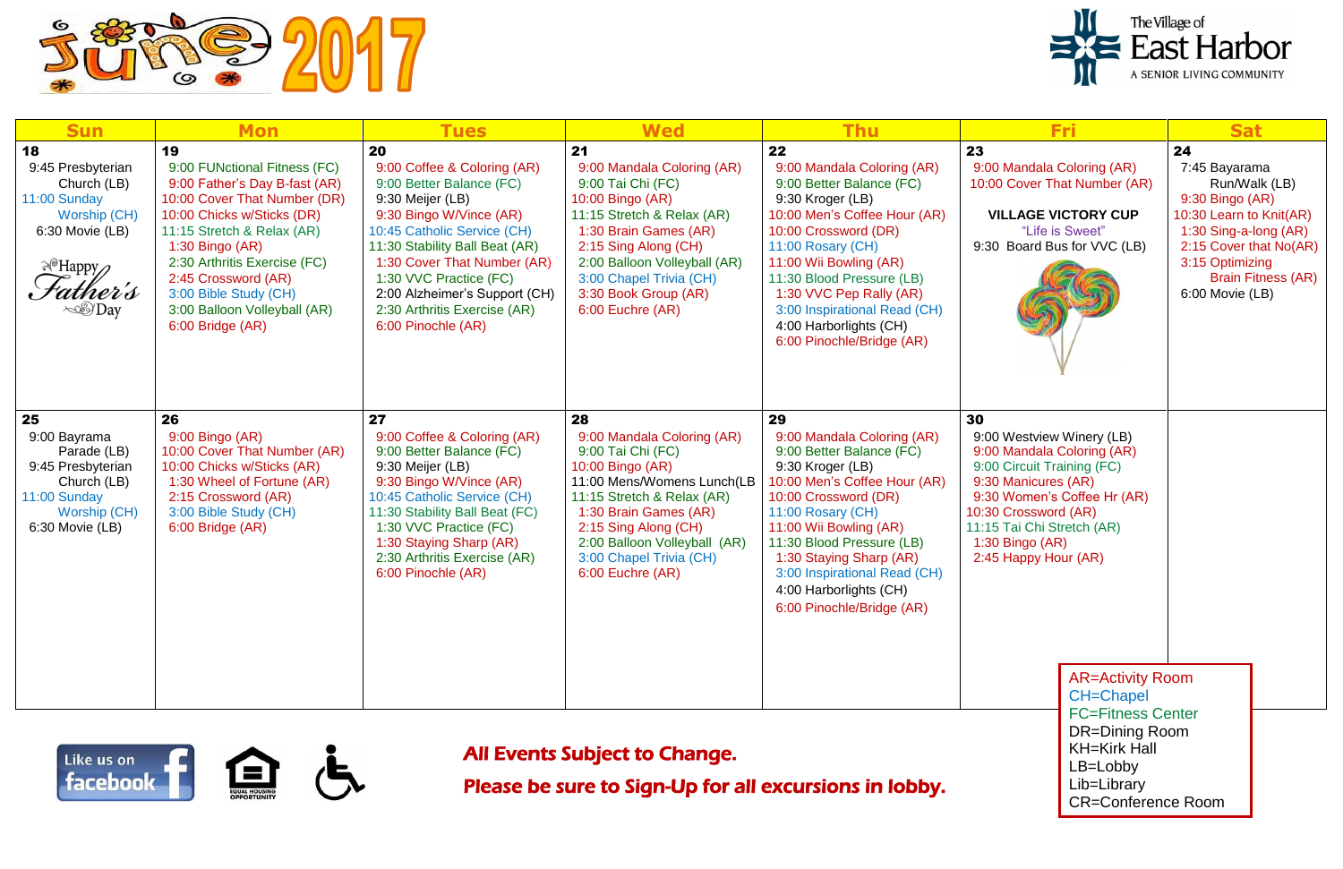# June 2017

The Village of East Harbor
A SENIOR LIVING COMMUNITY

| Sun | Mon | Tues | Wed | Thu | Fri | Sat |
|---|---|---|---|---|---|---|
| **18**<br>9:45 Presbyterian Church (LB)<br>11:00 Sunday Worship (CH)<br>6:30 Movie (LB)<br>Happy Father's Day | **19**<br>9:00 FUNctional Fitness (FC)<br>9:00 Father's Day B-fast (AR)<br>10:00 Cover That Number (DR)<br>10:00 Chicks w/Sticks (DR)<br>11:15 Stretch & Relax (AR)<br>1:30 Bingo (AR)<br>2:30 Arthritis Exercise (FC)<br>2:45 Crossword (AR)<br>3:00 Bible Study (CH)<br>3:00 Balloon Volleyball (AR)<br>6:00 Bridge (AR) | **20**<br>9:00 Coffee & Coloring (AR)<br>9:00 Better Balance (FC)<br>9:30 Meijer (LB)<br>9:30 Bingo W/Vince (AR)<br>10:45 Catholic Service (CH)<br>11:30 Stability Ball Beat (AR)<br>1:30 Cover That Number (AR)<br>1:30 VVC Practice (FC)<br>2:00 Alzheimer's Support (CH)<br>2:30 Arthritis Exercise (AR)<br>6:00 Pinochle (AR) | **21**<br>9:00 Mandala Coloring (AR)<br>9:00 Tai Chi (FC)<br>10:00 Bingo (AR)<br>11:15 Stretch & Relax (AR)<br>1:30 Brain Games (AR)<br>2:15 Sing Along (CH)<br>2:00 Balloon Volleyball (AR)<br>3:00 Chapel Trivia (CH)<br>3:30 Book Group (AR)<br>6:00 Euchre (AR) | **22**<br>9:00 Mandala Coloring (AR)<br>9:00 Better Balance (FC)<br>9:30 Kroger (LB)<br>10:00 Men's Coffee Hour (AR)<br>10:00 Crossword (DR)<br>11:00 Rosary (CH)<br>11:00 Wii Bowling (AR)<br>11:30 Blood Pressure (LB)<br>1:30 VVC Pep Rally (AR)<br>3:00 Inspirational Read (CH)<br>4:00 Harborlights (CH)<br>6:00 Pinochle/Bridge (AR) | **23**<br>9:00 Mandala Coloring (AR)<br>10:00 Cover That Number (AR)<br>**VILLAGE VICTORY CUP**<br>"Life is Sweet"<br>9:30 Board Bus for VVC (LB) | **24**<br>7:45 Bayarama Run/Walk (LB)<br>9:30 Bingo (AR)<br>10:30 Learn to Knit(AR)<br>1:30 Sing-a-long (AR)<br>2:15 Cover that No(AR)<br>3:15 Optimizing Brain Fitness (AR)<br>6:00 Movie (LB) |
| **25**<br>9:00 Bayrama Parade (LB)<br>9:45 Presbyterian Church (LB)<br>11:00 Sunday Worship (CH)<br>6:30 Movie (LB) | **26**<br>9:00 Bingo (AR)<br>10:00 Cover That Number (AR)<br>10:00 Chicks w/Sticks (AR)<br>1:30 Wheel of Fortune (AR)<br>2:15 Crossword (AR)<br>3:00 Bible Study (CH)<br>6:00 Bridge (AR) | **27**<br>9:00 Coffee & Coloring (AR)<br>9:00 Better Balance (FC)<br>9:30 Meijer (LB)<br>9:30 Bingo W/Vince (AR)<br>10:45 Catholic Service (CH)<br>11:30 Stability Ball Beat (FC)<br>1:30 VVC Practice (FC)<br>1:30 Staying Sharp (AR)<br>2:30 Arthritis Exercise (AR)<br>6:00 Pinochle (AR) | **28**<br>9:00 Mandala Coloring (AR)<br>9:00 Tai Chi (FC)<br>10:00 Bingo (AR)<br>11:00 Mens/Womens Lunch(LB<br>11:15 Stretch & Relax (AR)<br>1:30 Brain Games (AR)<br>2:15 Sing Along (CH)<br>2:00 Balloon Volleyball (AR)<br>3:00 Chapel Trivia (CH)<br>6:00 Euchre (AR) | **29**<br>9:00 Mandala Coloring (AR)<br>9:00 Better Balance (FC)<br>9:30 Kroger (LB)<br>10:00 Men's Coffee Hour (AR)<br>10:00 Crossword (DR)<br>11:00 Rosary (CH)<br>11:00 Wii Bowling (AR)<br>11:30 Blood Pressure (LB)<br>1:30 Staying Sharp (AR)<br>3:00 Inspirational Read (CH)<br>4:00 Harborlights (CH)<br>6:00 Pinochle/Bridge (AR) | **30**<br>9:00 Westview Winery (LB)<br>9:00 Mandala Coloring (AR)<br>9:00 Circuit Training (FC)<br>9:30 Manicures (AR)<br>9:30 Women's Coffee Hr (AR)<br>10:30 Crossword (AR)<br>11:15 Tai Chi Stretch (AR)<br>1:30 Bingo (AR)<br>2:45 Happy Hour (AR) | |

AR=Activity Room
CH=Chapel
FC=Fitness Center
DR=Dining Room
KH=Kirk Hall
LB=Lobby
Lib=Library
CR=Conference Room

Like us on facebook

EQUAL HOUSING OPPORTUNITY

**All Events Subject to Change.**

**Please be sure to Sign-Up for all excursions in lobby.**